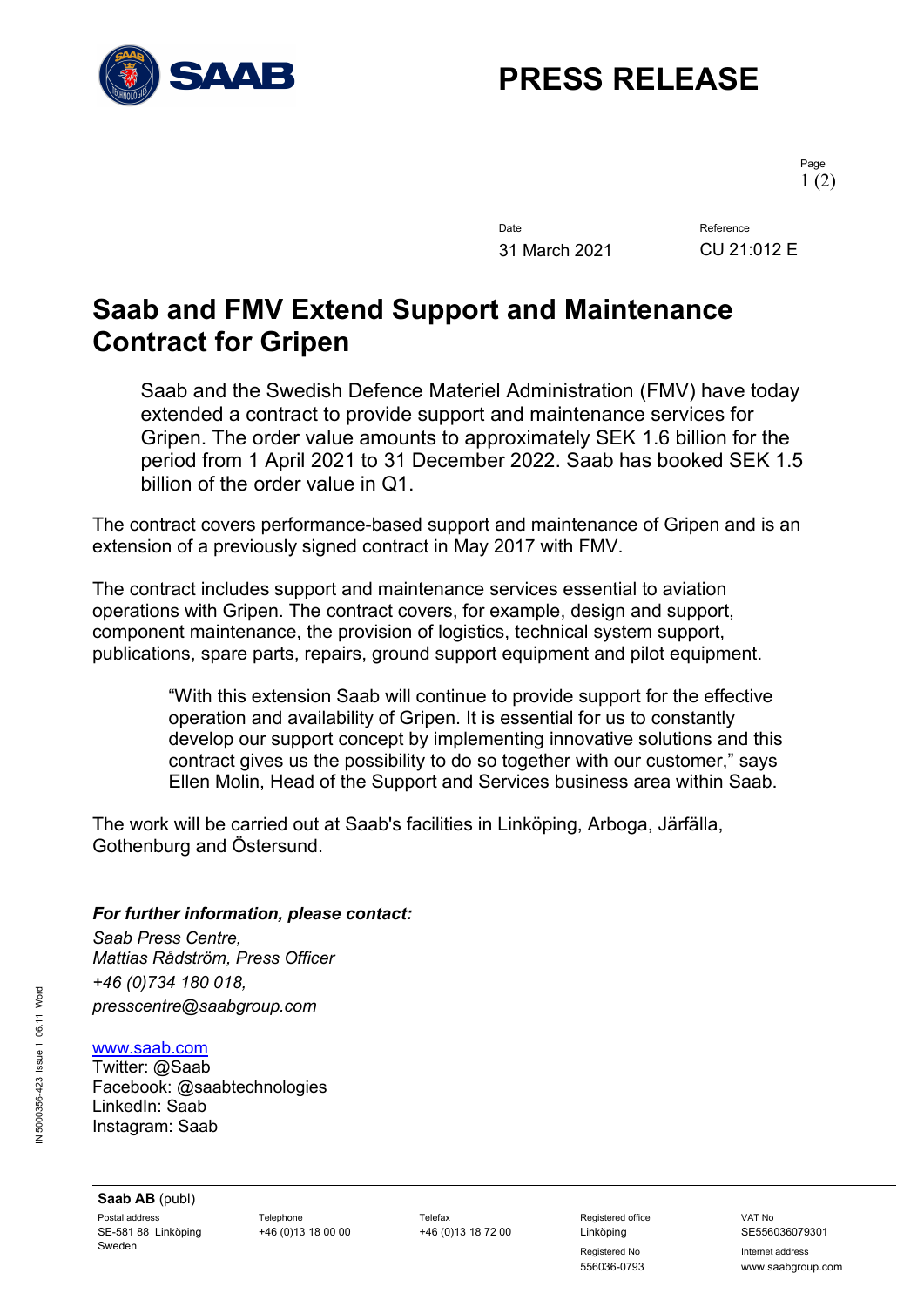# PRESS RELEASE

Date: 31 March 2021

Reference: CU 21:012 E

## Saab and FMV Extend Support and Maintenance Contract for Gripen

Saab and the Swedish Defence Materiel Administration (FMV) have today extended a contract to provide support and maintenance services for Gripen. The order value amounts to approximately SEK 1.6 billion for the period from 1 April 2021 to 31 December 2022. Saab has booked SEK 1.5 billion of the order value in Q1.

The contract covers performance-based support and maintenance of Gripen and is an extension of a previously signed contract in May 2017 with FMV.

The contract includes support and maintenance services essential to aviation operations with Gripen. The contract covers, for example, design and support, component maintenance, the provision of logistics, technical system support, publications, spare parts, repairs, ground support equipment and pilot equipment.

> "With this extension Saab will continue to provide support for the effective operation and availability of Gripen. It is essential for us to constantly develop our support concept by implementing innovative solutions and this contract gives us the possibility to do so together with our customer," says Ellen Molin, Head of the Support and Services business area within Saab.

The work will be carried out at Saab's facilities in Linköping, Arboga, Järfälla, Gothenburg and Östersund.

***For further information, please contact:***

*Saab Press Centre,*
*Mattias Rådström, Press Officer*
*+46 (0)734 180 018,*
*presscentre@saabgroup.com*

www.saab.com
Twitter: @Saab
Facebook: @saabtechnologies
LinkedIn: Saab
Instagram: Saab

**Saab AB** (publ)

| Postal address | Telephone | Telefax | Registered office | VAT No |
|---|---|---|---|---|
| SE-581 88 Linköping Sweden | +46 (0)13 18 00 00 | +46 (0)13 18 72 00 | Linköping | SE556036079301 |
| | | | Registered No | Internet address |
| | | | 556036-0793 | www.saabgroup.com |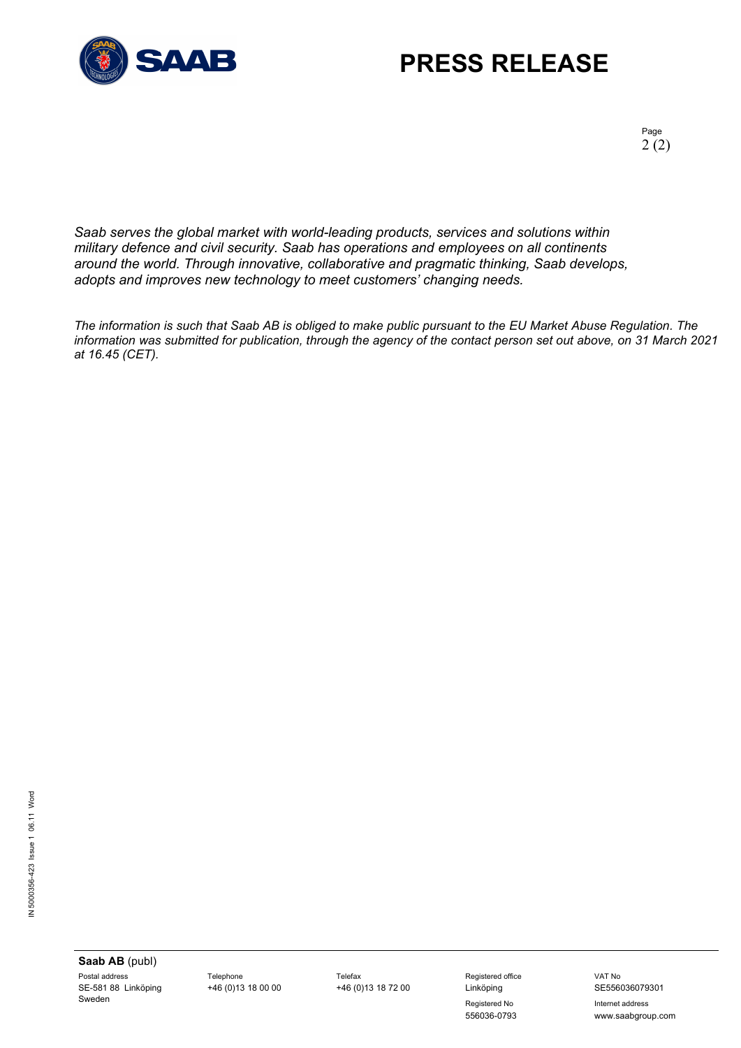*Saab serves the global market with world-leading products, services and solutions within military defence and civil security. Saab has operations and employees on all continents around the world. Through innovative, collaborative and pragmatic thinking, Saab develops, adopts and improves new technology to meet customers' changing needs.*

*The information is such that Saab AB is obliged to make public pursuant to the EU Market Abuse Regulation. The information was submitted for publication, through the agency of the contact person set out above, on 31 March 2021 at 16.45 (CET).*